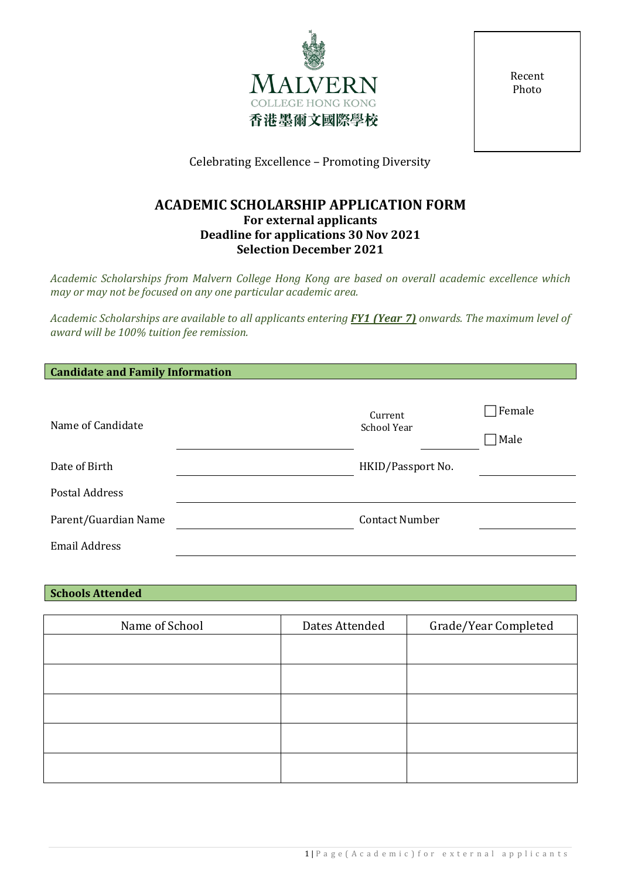MALVERN
COLLEGE HONG KONG
香港墨爾文國際學校

Recent Photo

Celebrating Excellence – Promoting Diversity

# ACADEMIC SCHOLARSHIP APPLICATION FORM

**For external applicants**
**Deadline for applications 30 Nov 2021**
**Selection December 2021**

*Academic Scholarships from Malvern College Hong Kong are based on overall academic excellence which may or may not be focused on any one particular academic area.*

*Academic Scholarships are available to all applicants entering* ***FY1 (Year 7)*** *onwards. The maximum level of award will be 100% tuition fee remission.*

## Candidate and Family Information

Name of Candidate ______________________ Current School Year __________ ☐ Female ☐ Male

Date of Birth ______________________ HKID/Passport No. __________

Postal Address ______________________

Parent/Guardian Name ______________________ Contact Number __________

Email Address ______________________

## Schools Attended

| Name of School | Dates Attended | Grade/Year Completed |
| --- | --- | --- |
| | | |
| | | |
| | | |
| | | |
| | | |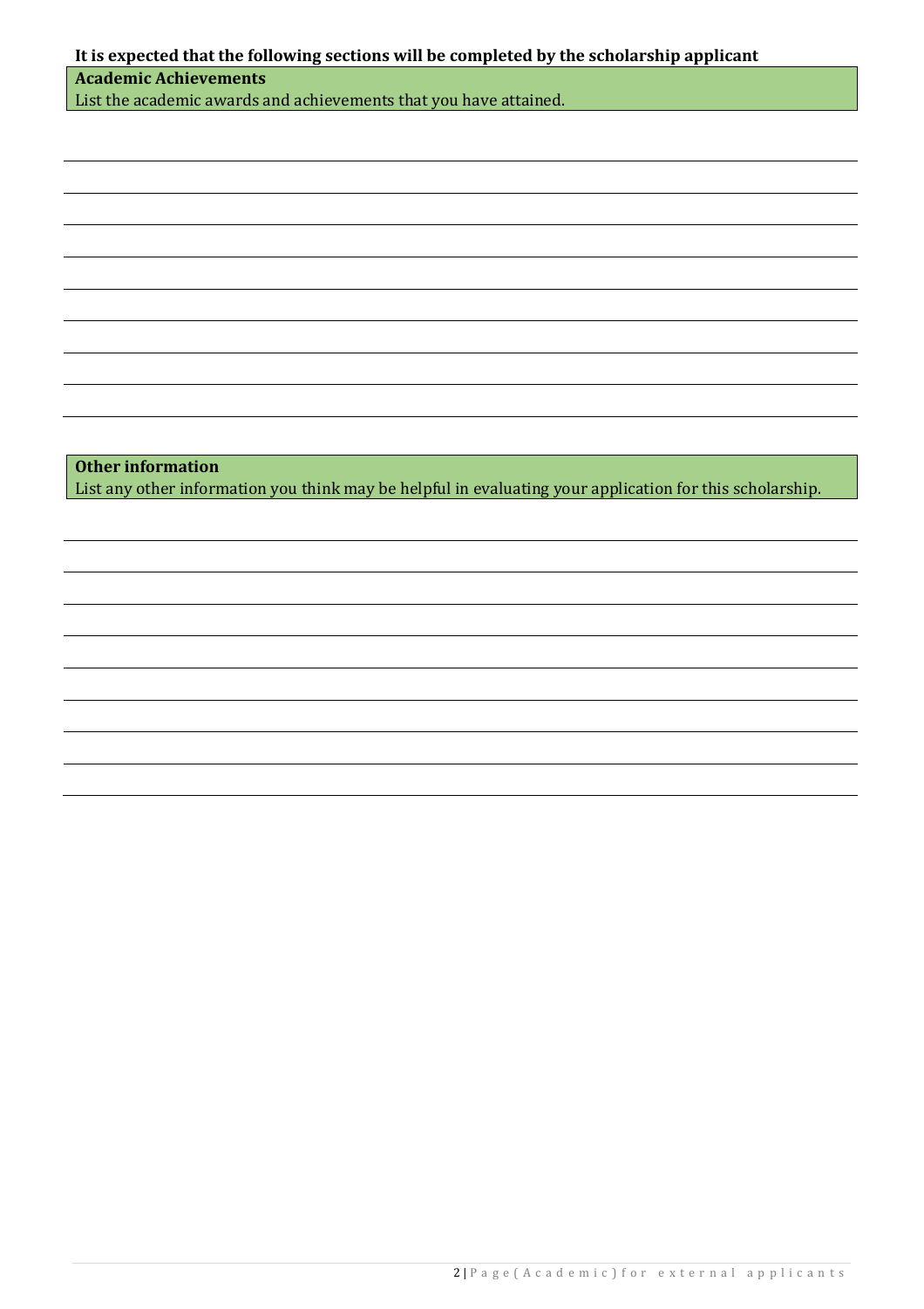**It is expected that the following sections will be completed by the scholarship applicant**

**Academic Achievements**

List the academic awards and achievements that you have attained.

**Other information**

List any other information you think may be helpful in evaluating your application for this scholarship.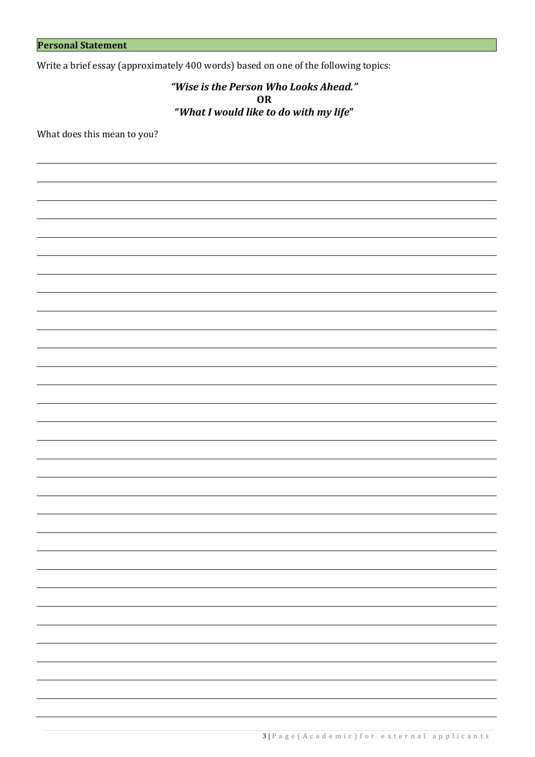**Personal Statement**

Write a brief essay (approximately 400 words) based on one of the following topics:

***"Wise is the Person Who Looks Ahead."***
**OR**
**"*What I would like to do with my life*"**

What does this mean to you?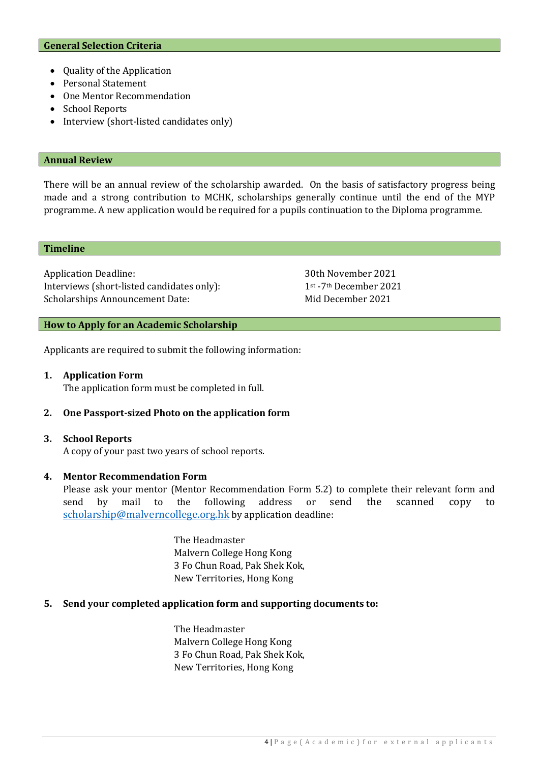## General Selection Criteria

- Quality of the Application
- Personal Statement
- One Mentor Recommendation
- School Reports
- Interview (short-listed candidates only)

## Annual Review

There will be an annual review of the scholarship awarded. On the basis of satisfactory progress being made and a strong contribution to MCHK, scholarships generally continue until the end of the MYP programme. A new application would be required for a pupils continuation to the Diploma programme.

## Timeline

| | |
|---|---|
| Application Deadline: | 30th November 2021 |
| Interviews (short-listed candidates only): | 1st -7th December 2021 |
| Scholarships Announcement Date: | Mid December 2021 |

## How to Apply for an Academic Scholarship

Applicants are required to submit the following information:

1. **Application Form**
   The application form must be completed in full.

2. **One Passport-sized Photo on the application form**

3. **School Reports**
   A copy of your past two years of school reports.

4. **Mentor Recommendation Form**
   Please ask your mentor (Mentor Recommendation Form 5.2) to complete their relevant form and send by mail to the following address or send the scanned copy to scholarship@malverncollege.org.hk by application deadline:

   The Headmaster
   Malvern College Hong Kong
   3 Fo Chun Road, Pak Shek Kok,
   New Territories, Hong Kong

5. **Send your completed application form and supporting documents to:**

   The Headmaster
   Malvern College Hong Kong
   3 Fo Chun Road, Pak Shek Kok,
   New Territories, Hong Kong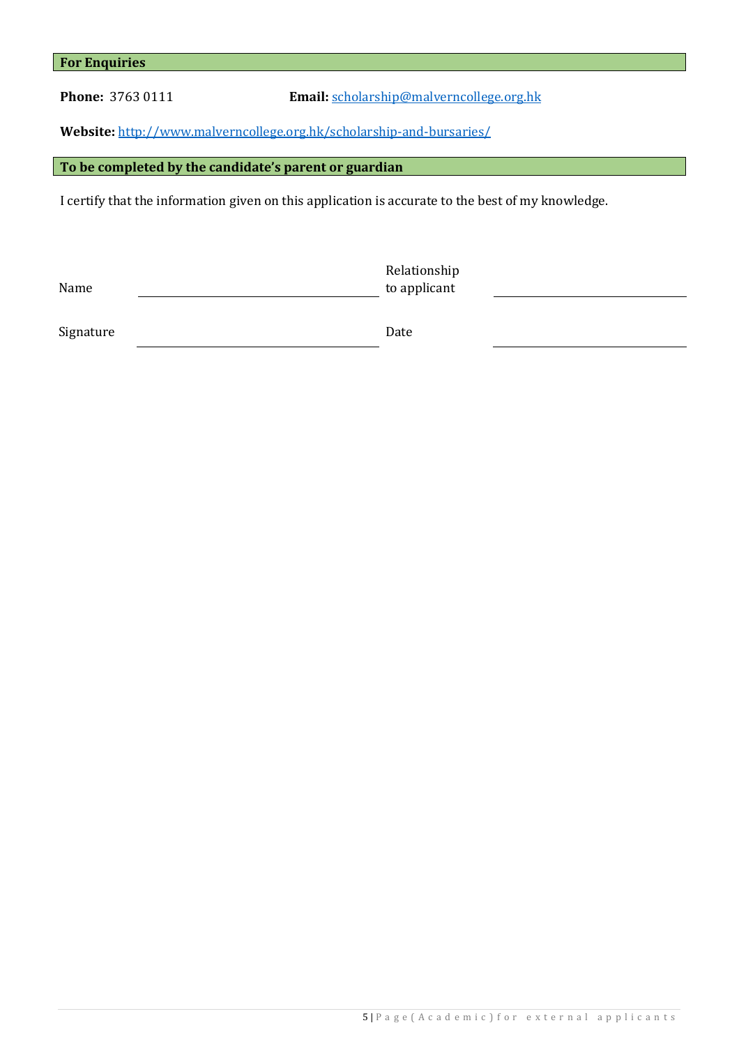## For Enquiries

**Phone:** 3763 0111 **Email:** scholarship@malverncollege.org.hk

**Website:** http://www.malverncollege.org.hk/scholarship-and-bursaries/

## To be completed by the candidate's parent or guardian

I certify that the information given on this application is accurate to the best of my knowledge.

Name \_\_\_\_\_\_\_\_\_\_\_\_\_\_\_\_\_\_\_\_\_\_\_\_\_\_\_\_\_\_ Relationship to applicant \_\_\_\_\_\_\_\_\_\_\_\_\_\_\_\_\_\_\_\_\_\_\_\_

Signature \_\_\_\_\_\_\_\_\_\_\_\_\_\_\_\_\_\_\_\_\_\_\_\_\_\_\_\_\_\_ Date \_\_\_\_\_\_\_\_\_\_\_\_\_\_\_\_\_\_\_\_\_\_\_\_